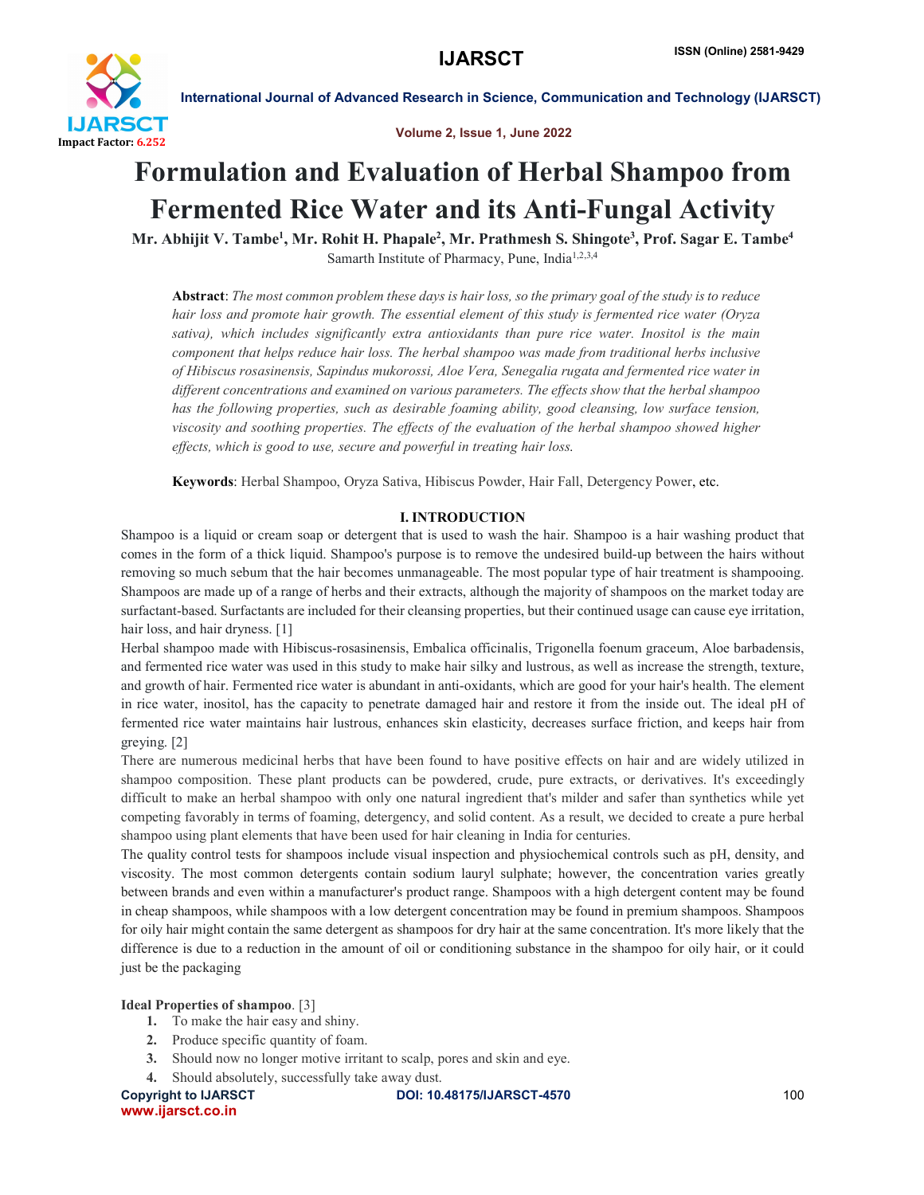# Formulation and Evaluation of Herbal Shampoo from Fermented Rice Water and its Anti-Fungal Activity

**Mr. Abhijit V. Tambe[1], Mr. Rohit H. Phapale[2], Mr. Prathmesh S. Shingote[3], Prof. Sagar E. Tambe[4]**

Samarth Institute of Pharmacy, Pune, India[1,2,3,4]

**Abstract**: *The most common problem these days is hair loss, so the primary goal of the study is to reduce hair loss and promote hair growth. The essential element of this study is fermented rice water (Oryza sativa), which includes significantly extra antioxidants than pure rice water. Inositol is the main component that helps reduce hair loss. The herbal shampoo was made from traditional herbs inclusive of Hibiscus rosasinensis, Sapindus mukorossi, Aloe Vera, Senegalia rugata and fermented rice water in different concentrations and examined on various parameters. The effects show that the herbal shampoo has the following properties, such as desirable foaming ability, good cleansing, low surface tension, viscosity and soothing properties. The effects of the evaluation of the herbal shampoo showed higher effects, which is good to use, secure and powerful in treating hair loss.*

**Keywords**: Herbal Shampoo, Oryza Sativa, Hibiscus Powder, Hair Fall, Detergency Power, etc.

## I. INTRODUCTION

Shampoo is a liquid or cream soap or detergent that is used to wash the hair. Shampoo is a hair washing product that comes in the form of a thick liquid. Shampoo's purpose is to remove the undesired build-up between the hairs without removing so much sebum that the hair becomes unmanageable. The most popular type of hair treatment is shampooing. Shampoos are made up of a range of herbs and their extracts, although the majority of shampoos on the market today are surfactant-based. Surfactants are included for their cleansing properties, but their continued usage can cause eye irritation, hair loss, and hair dryness. [1]

Herbal shampoo made with Hibiscus-rosasinensis, Embalica officinalis, Trigonella foenum graceum, Aloe barbadensis, and fermented rice water was used in this study to make hair silky and lustrous, as well as increase the strength, texture, and growth of hair. Fermented rice water is abundant in anti-oxidants, which are good for your hair's health. The element in rice water, inositol, has the capacity to penetrate damaged hair and restore it from the inside out. The ideal pH of fermented rice water maintains hair lustrous, enhances skin elasticity, decreases surface friction, and keeps hair from greying. [2]

There are numerous medicinal herbs that have been found to have positive effects on hair and are widely utilized in shampoo composition. These plant products can be powdered, crude, pure extracts, or derivatives. It's exceedingly difficult to make an herbal shampoo with only one natural ingredient that's milder and safer than synthetics while yet competing favorably in terms of foaming, detergency, and solid content. As a result, we decided to create a pure herbal shampoo using plant elements that have been used for hair cleaning in India for centuries.

The quality control tests for shampoos include visual inspection and physiochemical controls such as pH, density, and viscosity. The most common detergents contain sodium lauryl sulphate; however, the concentration varies greatly between brands and even within a manufacturer's product range. Shampoos with a high detergent content may be found in cheap shampoos, while shampoos with a low detergent concentration may be found in premium shampoos. Shampoos for oily hair might contain the same detergent as shampoos for dry hair at the same concentration. It's more likely that the difference is due to a reduction in the amount of oil or conditioning substance in the shampoo for oily hair, or it could just be the packaging

**Ideal Properties of shampoo**. [3]

1. To make the hair easy and shiny.
2. Produce specific quantity of foam.
3. Should now no longer motive irritant to scalp, pores and skin and eye.
4. Should absolutely, successfully take away dust.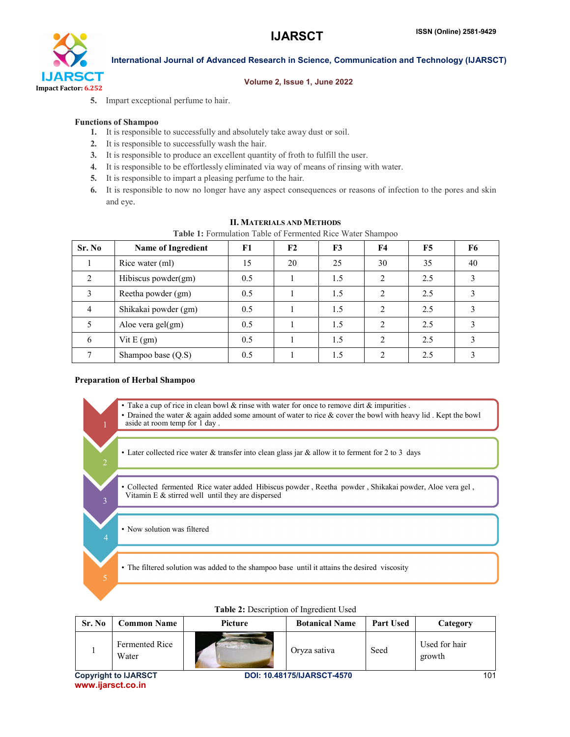5. Impart exceptional perfume to hair.

**Functions of Shampoo**

1. It is responsible to successfully and absolutely take away dust or soil.
2. It is responsible to successfully wash the hair.
3. It is responsible to produce an excellent quantity of froth to fulfill the user.
4. It is responsible to be effortlessly eliminated via way of means of rinsing with water.
5. It is responsible to impart a pleasing perfume to the hair.
6. It is responsible to now no longer have any aspect consequences or reasons of infection to the pores and skin and eye.

## II. Materials and Methods

**Table 1:** Formulation Table of Fermented Rice Water Shampoo

| Sr. No | Name of Ingredient | F1 | F2 | F3 | F4 | F5 | F6 |
|---|---|---|---|---|---|---|---|
| 1 | Rice water (ml) | 15 | 20 | 25 | 30 | 35 | 40 |
| 2 | Hibiscus powder(gm) | 0.5 | 1 | 1.5 | 2 | 2.5 | 3 |
| 3 | Reetha powder (gm) | 0.5 | 1 | 1.5 | 2 | 2.5 | 3 |
| 4 | Shikakai powder (gm) | 0.5 | 1 | 1.5 | 2 | 2.5 | 3 |
| 5 | Aloe vera gel(gm) | 0.5 | 1 | 1.5 | 2 | 2.5 | 3 |
| 6 | Vit E (gm) | 0.5 | 1 | 1.5 | 2 | 2.5 | 3 |
| 7 | Shampoo base (Q.S) | 0.5 | 1 | 1.5 | 2 | 2.5 | 3 |

**Preparation of Herbal Shampoo**

1.
   - Take a cup of rice in clean bowl & rinse with water for once to remove dirt & impurities .
   - Drained the water & again added some amount of water to rice & cover the bowl with heavy lid . Kept the bowl aside at room temp for 1 day .
2.
   - Later collected rice water & transfer into clean glass jar & allow it to ferment for 2 to 3 days
3.
   - Collected fermented Rice water added Hibiscus powder , Reetha powder , Shikakai powder, Aloe vera gel , Vitamin E & stirred well until they are dispersed
4.
   - Now solution was filtered
5.
   - The filtered solution was added to the shampoo base until it attains the desired viscosity

**Table 2:** Description of Ingredient Used

| Sr. No | Common Name | Picture | Botanical Name | Part Used | Category |
|---|---|---|---|---|---|
| 1 | Fermented Rice Water | | Oryza sativa | Seed | Used for hair growth |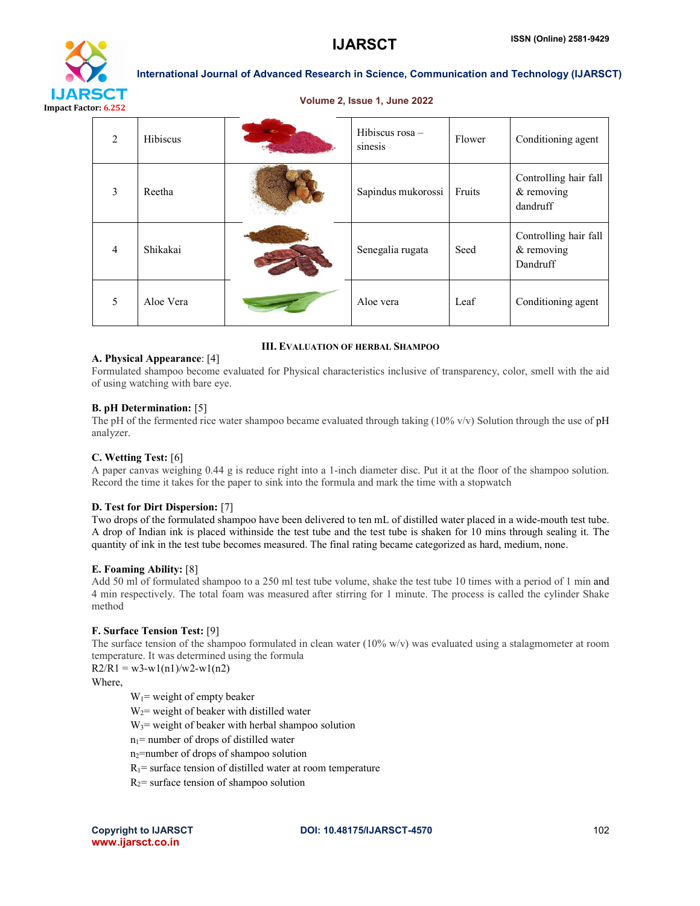| 2 | Hibiscus | | Hibiscus rosa – sinesis | Flower | Conditioning agent |
|---|---|---|---|---|---|
| 3 | Reetha | | Sapindus mukorossi | Fruits | Controlling hair fall & removing dandruff |
| 4 | Shikakai | | Senegalia rugata | Seed | Controlling hair fall & removing Dandruff |
| 5 | Aloe Vera | | Aloe vera | Leaf | Conditioning agent |

## III. Evaluation of herbal Shampoo

**A. Physical Appearance**: [4]

Formulated shampoo become evaluated for Physical characteristics inclusive of transparency, color, smell with the aid of using watching with bare eye.

**B. pH Determination:** [5]

The pH of the fermented rice water shampoo became evaluated through taking (10% v/v) Solution through the use of pH analyzer.

**C. Wetting Test:** [6]

A paper canvas weighing 0.44 g is reduce right into a 1-inch diameter disc. Put it at the floor of the shampoo solution. Record the time it takes for the paper to sink into the formula and mark the time with a stopwatch

**D. Test for Dirt Dispersion:** [7]

Two drops of the formulated shampoo have been delivered to ten mL of distilled water placed in a wide-mouth test tube. A drop of Indian ink is placed withinside the test tube and the test tube is shaken for 10 mins through sealing it. The quantity of ink in the test tube becomes measured. The final rating became categorized as hard, medium, none.

**E. Foaming Ability:** [8]

Add 50 ml of formulated shampoo to a 250 ml test tube volume, shake the test tube 10 times with a period of 1 min and 4 min respectively. The total foam was measured after stirring for 1 minute. The process is called the cylinder Shake method

**F. Surface Tension Test:** [9]

The surface tension of the shampoo formulated in clean water (10% w/v) was evaluated using a stalagmometer at room temperature. It was determined using the formula

R2/R1 = w3-w1(n1)/w2-w1(n2)

Where,

- $W_1$= weight of empty beaker
- $W_2$= weight of beaker with distilled water
- $W_3$= weight of beaker with herbal shampoo solution
- $n_1$= number of drops of distilled water
- $n_2$=number of drops of shampoo solution
- $R_1$= surface tension of distilled water at room temperature
- $R_2$= surface tension of shampoo solution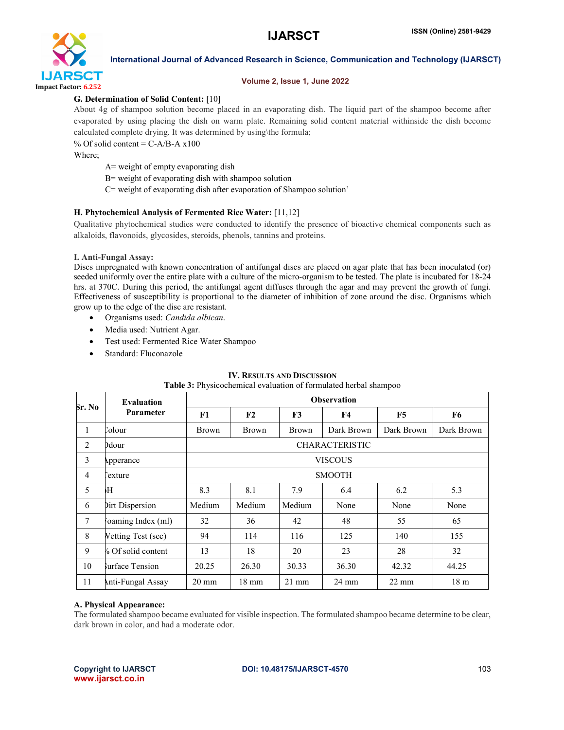### G. Determination of Solid Content: [10]

About 4g of shampoo solution become placed in an evaporating dish. The liquid part of the shampoo become after evaporated by using placing the dish on warm plate. Remaining solid content material withinside the dish become calculated complete drying. It was determined by using\the formula;

% Of solid content = C-A/B-A x100

Where;

A= weight of empty evaporating dish

B= weight of evaporating dish with shampoo solution

C= weight of evaporating dish after evaporation of Shampoo solution'

### H. Phytochemical Analysis of Fermented Rice Water: [11,12]

Qualitative phytochemical studies were conducted to identify the presence of bioactive chemical components such as alkaloids, flavonoids, glycosides, steroids, phenols, tannins and proteins.

### I. Anti-Fungal Assay:

Discs impregnated with known concentration of antifungal discs are placed on agar plate that has been inoculated (or) seeded uniformly over the entire plate with a culture of the micro-organism to be tested. The plate is incubated for 18-24 hrs. at 370C. During this period, the antifungal agent diffuses through the agar and may prevent the growth of fungi. Effectiveness of susceptibility is proportional to the diameter of inhibition of zone around the disc. Organisms which grow up to the edge of the disc are resistant.

- Organisms used: *Candida albican*.
- Media used: Nutrient Agar.
- Test used: Fermented Rice Water Shampoo
- Standard: Fluconazole

## IV. Results and Discussion

**Table 3:** Physicochemical evaluation of formulated herbal shampoo

| Sr. No | Evaluation Parameter | Observation | | | | | |
|---|---|---|---|---|---|---|---|
| | | F1 | F2 | F3 | F4 | F5 | F6 |
| 1 | Colour | Brown | Brown | Brown | Dark Brown | Dark Brown | Dark Brown |
| 2 | Odour | CHARACTERISTIC | | | | | |
| 3 | Apperance | VISCOUS | | | | | |
| 4 | Texture | SMOOTH | | | | | |
| 5 | pH | 8.3 | 8.1 | 7.9 | 6.4 | 6.2 | 5.3 |
| 6 | Dirt Dispersion | Medium | Medium | Medium | None | None | None |
| 7 | Foaming Index (ml) | 32 | 36 | 42 | 48 | 55 | 65 |
| 8 | Wetting Test (sec) | 94 | 114 | 116 | 125 | 140 | 155 |
| 9 | % Of solid content | 13 | 18 | 20 | 23 | 28 | 32 |
| 10 | Surface Tension | 20.25 | 26.30 | 30.33 | 36.30 | 42.32 | 44.25 |
| 11 | Anti-Fungal Assay | 20 mm | 18 mm | 21 mm | 24 mm | 22 mm | 18 m |

### A. Physical Appearance:

The formulated shampoo became evaluated for visible inspection. The formulated shampoo became determine to be clear, dark brown in color, and had a moderate odor.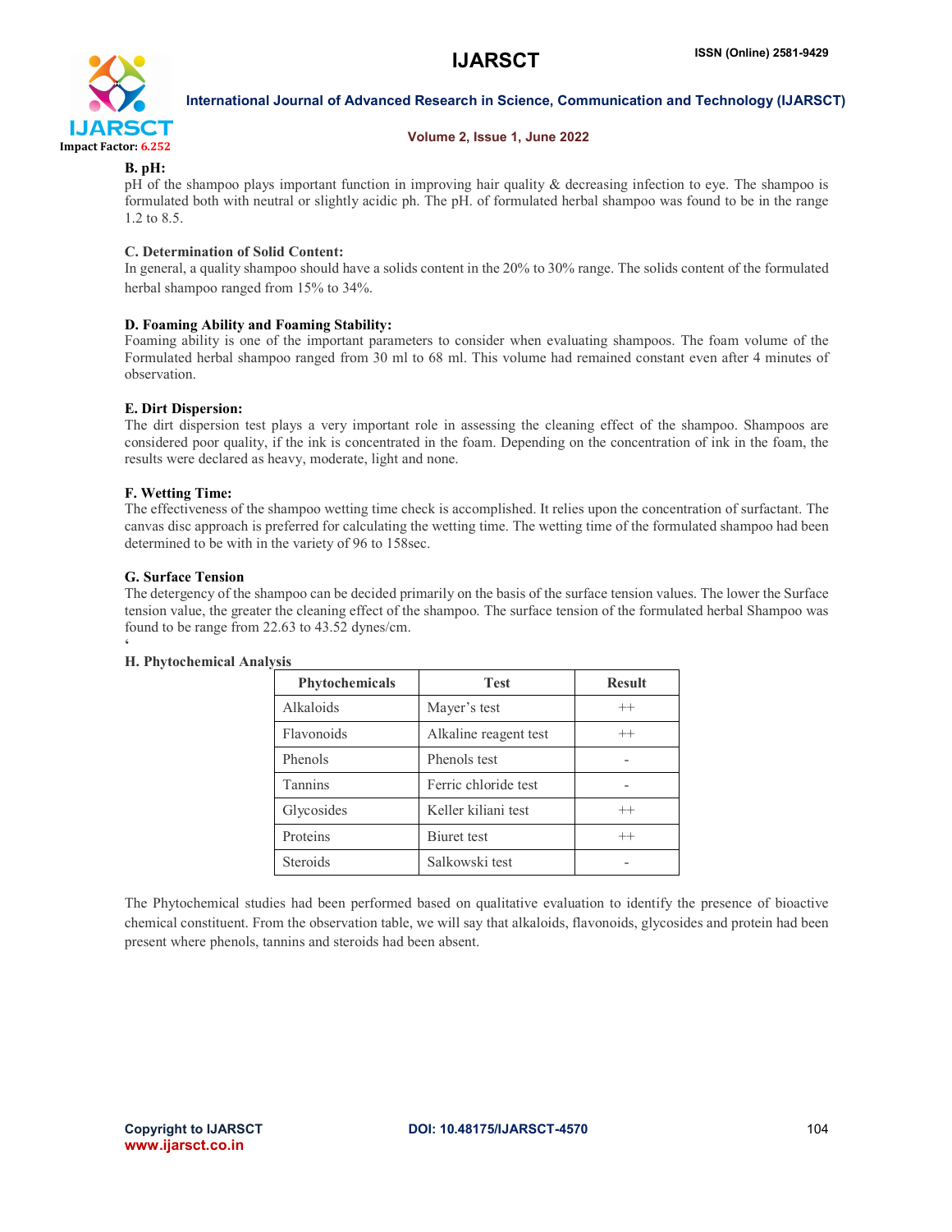**B. pH:**

pH of the shampoo plays important function in improving hair quality & decreasing infection to eye. The shampoo is formulated both with neutral or slightly acidic ph. The pH. of formulated herbal shampoo was found to be in the range 1.2 to 8.5.

**C. Determination of Solid Content:**

In general, a quality shampoo should have a solids content in the 20% to 30% range. The solids content of the formulated herbal shampoo ranged from 15% to 34%.

**D. Foaming Ability and Foaming Stability:**

Foaming ability is one of the important parameters to consider when evaluating shampoos. The foam volume of the Formulated herbal shampoo ranged from 30 ml to 68 ml. This volume had remained constant even after 4 minutes of observation.

**E. Dirt Dispersion:**

The dirt dispersion test plays a very important role in assessing the cleaning effect of the shampoo. Shampoos are considered poor quality, if the ink is concentrated in the foam. Depending on the concentration of ink in the foam, the results were declared as heavy, moderate, light and none.

**F. Wetting Time:**

The effectiveness of the shampoo wetting time check is accomplished. It relies upon the concentration of surfactant. The canvas disc approach is preferred for calculating the wetting time. The wetting time of the formulated shampoo had been determined to be with in the variety of 96 to 158sec.

**G. Surface Tension**

The detergency of the shampoo can be decided primarily on the basis of the surface tension values. The lower the Surface tension value, the greater the cleaning effect of the shampoo. The surface tension of the formulated herbal Shampoo was found to be range from 22.63 to 43.52 dynes/cm.

'

**H. Phytochemical Analysis**

| Phytochemicals | Test | Result |
|---|---|---|
| Alkaloids | Mayer's test | ++ |
| Flavonoids | Alkaline reagent test | ++ |
| Phenols | Phenols test | - |
| Tannins | Ferric chloride test | - |
| Glycosides | Keller kiliani test | ++ |
| Proteins | Biuret test | ++ |
| Steroids | Salkowski test | - |

The Phytochemical studies had been performed based on qualitative evaluation to identify the presence of bioactive chemical constituent. From the observation table, we will say that alkaloids, flavonoids, glycosides and protein had been present where phenols, tannins and steroids had been absent.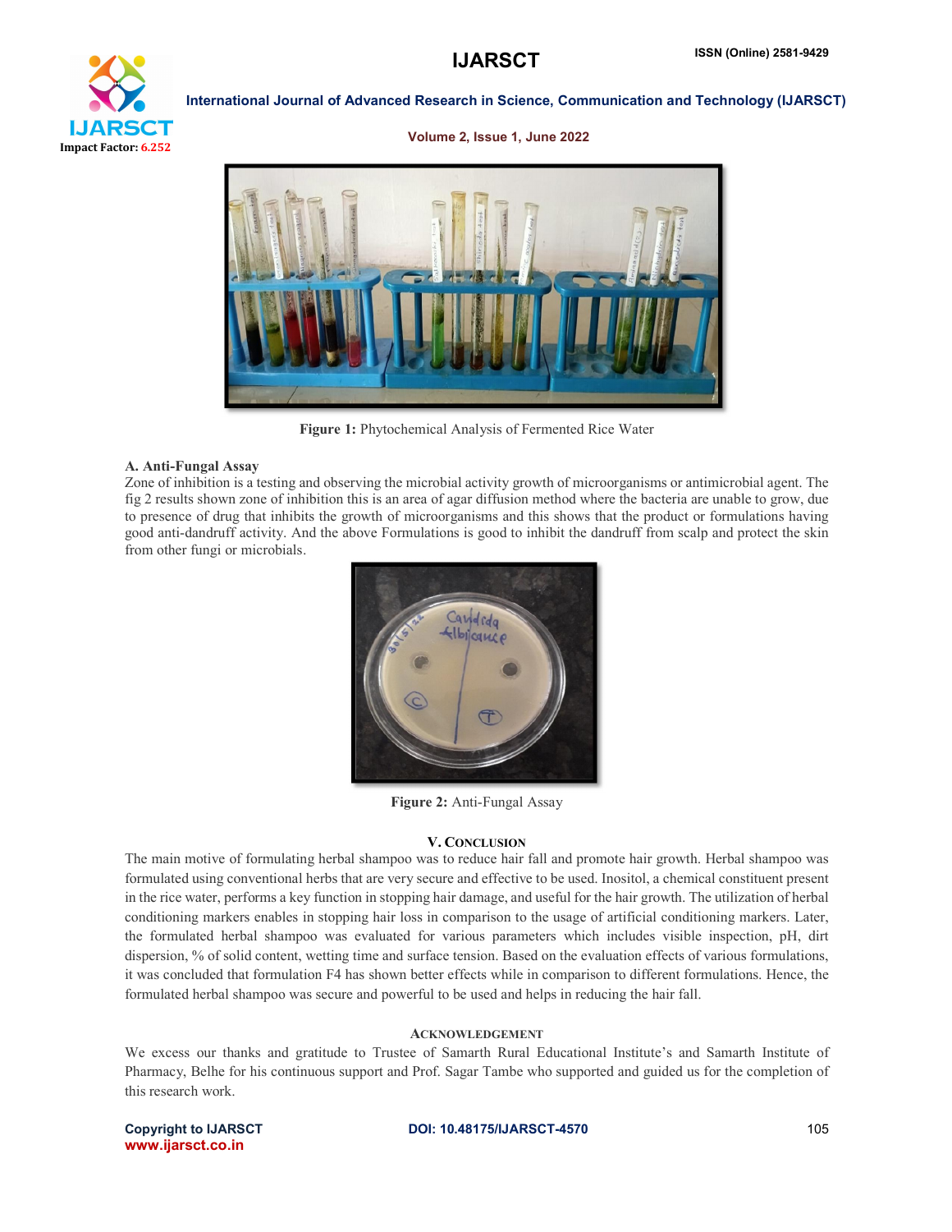Figure 1: Phytochemical Analysis of Fermented Rice Water

**A. Anti-Fungal Assay**

Zone of inhibition is a testing and observing the microbial activity growth of microorganisms or antimicrobial agent. The fig 2 results shown zone of inhibition this is an area of agar diffusion method where the bacteria are unable to grow, due to presence of drug that inhibits the growth of microorganisms and this shows that the product or formulations having good anti-dandruff activity. And the above Formulations is good to inhibit the dandruff from scalp and protect the skin from other fungi or microbials.

Figure 2: Anti-Fungal Assay

## V. Conclusion

The main motive of formulating herbal shampoo was to reduce hair fall and promote hair growth. Herbal shampoo was formulated using conventional herbs that are very secure and effective to be used. Inositol, a chemical constituent present in the rice water, performs a key function in stopping hair damage, and useful for the hair growth. The utilization of herbal conditioning markers enables in stopping hair loss in comparison to the usage of artificial conditioning markers. Later, the formulated herbal shampoo was evaluated for various parameters which includes visible inspection, pH, dirt dispersion, % of solid content, wetting time and surface tension. Based on the evaluation effects of various formulations, it was concluded that formulation F4 has shown better effects while in comparison to different formulations. Hence, the formulated herbal shampoo was secure and powerful to be used and helps in reducing the hair fall.

## Acknowledgement

We excess our thanks and gratitude to Trustee of Samarth Rural Educational Institute's and Samarth Institute of Pharmacy, Belhe for his continuous support and Prof. Sagar Tambe who supported and guided us for the completion of this research work.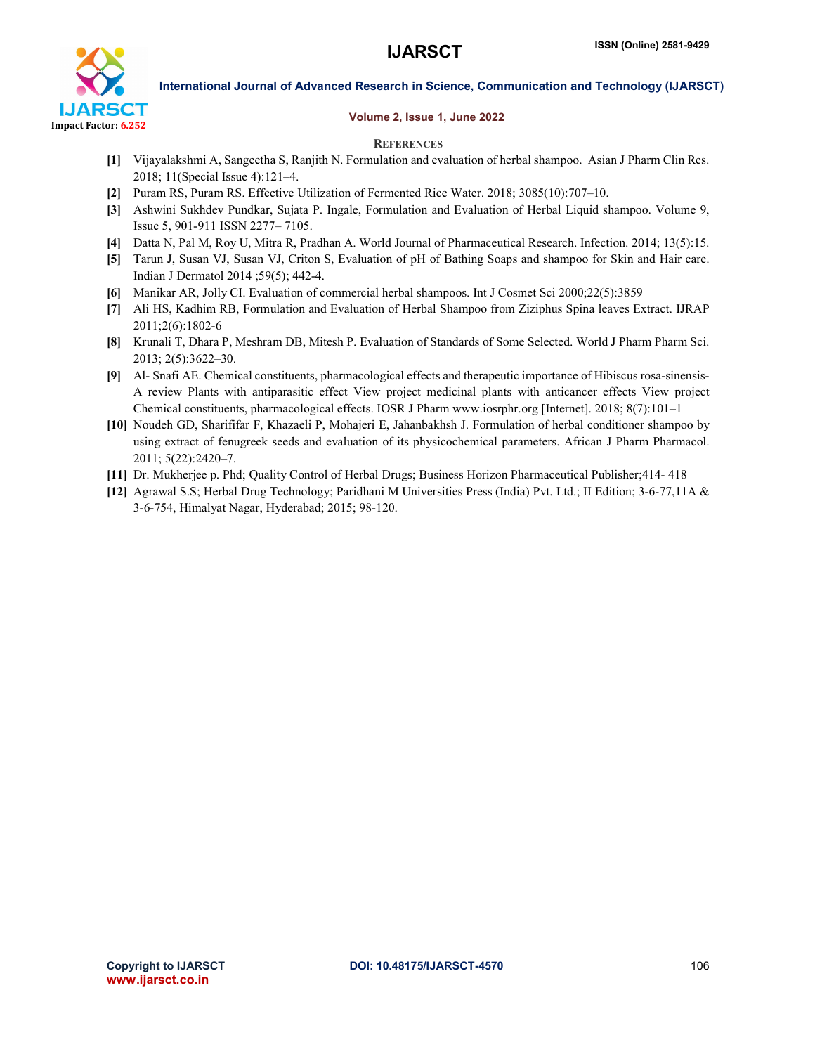## References

[1] Vijayalakshmi A, Sangeetha S, Ranjith N. Formulation and evaluation of herbal shampoo. Asian J Pharm Clin Res. 2018; 11(Special Issue 4):121–4.

[2] Puram RS, Puram RS. Effective Utilization of Fermented Rice Water. 2018; 3085(10):707–10.

[3] Ashwini Sukhdev Pundkar, Sujata P. Ingale, Formulation and Evaluation of Herbal Liquid shampoo. Volume 9, Issue 5, 901-911 ISSN 2277– 7105.

[4] Datta N, Pal M, Roy U, Mitra R, Pradhan A. World Journal of Pharmaceutical Research. Infection. 2014; 13(5):15.

[5] Tarun J, Susan VJ, Susan VJ, Criton S, Evaluation of pH of Bathing Soaps and shampoo for Skin and Hair care. Indian J Dermatol 2014 ;59(5); 442-4.

[6] Manikar AR, Jolly CI. Evaluation of commercial herbal shampoos. Int J Cosmet Sci 2000;22(5):3859

[7] Ali HS, Kadhim RB, Formulation and Evaluation of Herbal Shampoo from Ziziphus Spina leaves Extract. IJRAP 2011;2(6):1802-6

[8] Krunali T, Dhara P, Meshram DB, Mitesh P. Evaluation of Standards of Some Selected. World J Pharm Pharm Sci. 2013; 2(5):3622–30.

[9] Al- Snafi AE. Chemical constituents, pharmacological effects and therapeutic importance of Hibiscus rosa-sinensis- A review Plants with antiparasitic effect View project medicinal plants with anticancer effects View project Chemical constituents, pharmacological effects. IOSR J Pharm www.iosrphr.org [Internet]. 2018; 8(7):101–1

[10] Noudeh GD, Sharififar F, Khazaeli P, Mohajeri E, Jahanbakhsh J. Formulation of herbal conditioner shampoo by using extract of fenugreek seeds and evaluation of its physicochemical parameters. African J Pharm Pharmacol. 2011; 5(22):2420–7.

[11] Dr. Mukherjee p. Phd; Quality Control of Herbal Drugs; Business Horizon Pharmaceutical Publisher;414- 418

[12] Agrawal S.S; Herbal Drug Technology; Paridhani M Universities Press (India) Pvt. Ltd.; II Edition; 3-6-77,11A & 3-6-754, Himalyat Nagar, Hyderabad; 2015; 98-120.